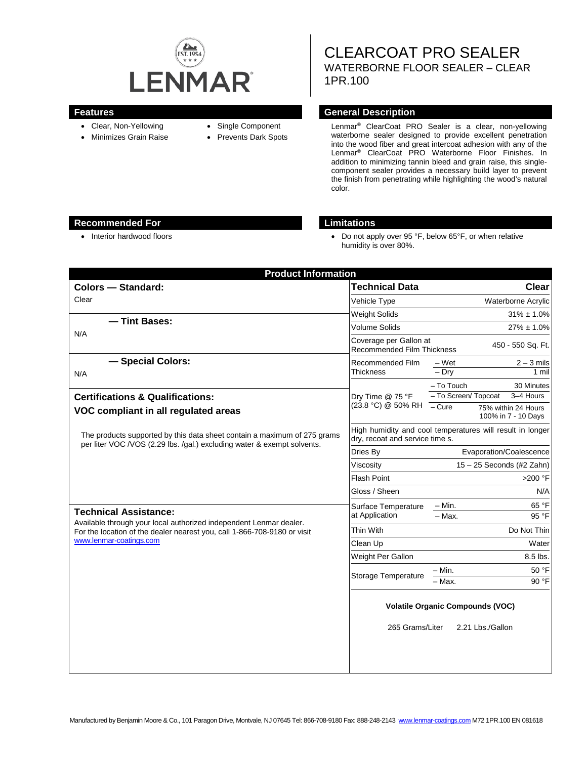LENMAR®

EST. 1954

# CLEARCOAT PRO SEALER

WATERBORNE FLOOR SEALER – CLEAR

1PR.100

## Features

- Clear, Non-Yellowing
- Minimizes Grain Raise
- Single Component
- Prevents Dark Spots

## General Description

Lenmar® ClearCoat PRO Sealer is a clear, non-yellowing waterborne sealer designed to provide excellent penetration into the wood fiber and great intercoat adhesion with any of the Lenmar® ClearCoat PRO Waterborne Floor Finishes. In addition to minimizing tannin bleed and grain raise, this single-component sealer provides a necessary build layer to prevent the finish from penetrating while highlighting the wood's natural color.

## Recommended For

- Interior hardwood floors

## Limitations

- Do not apply over 95 °F, below 65°F, or when relative humidity is over 80%.

## Product Information

### Colors — Standard:

Clear

### — Tint Bases:

N/A

### — Special Colors:

N/A

### Certifications & Qualifications:

**VOC compliant in all regulated areas**

The products supported by this data sheet contain a maximum of 275 grams per liter VOC /VOS (2.29 lbs. /gal.) excluding water & exempt solvents.

### Technical Assistance:

Available through your local authorized independent Lenmar dealer. For the location of the dealer nearest you, call 1-866-708-9180 or visit www.lenmar-coatings.com

| Technical Data | | Clear |
|---|---|---|
| Vehicle Type | | Waterborne Acrylic |
| Weight Solids | | 31% ± 1.0% |
| Volume Solids | | 27% ± 1.0% |
| Coverage per Gallon at Recommended Film Thickness | | 450 - 550 Sq. Ft. |
| Recommended Film Thickness | – Wet | 2 – 3 mils |
| | – Dry | 1 mil |
| Dry Time @ 75 °F (23.8 °C) @ 50% RH | – To Touch | 30 Minutes |
| | – To Screen/ Topcoat | 3–4 Hours |
| | – Cure | 75% within 24 Hours 100% in 7 - 10 Days |
| High humidity and cool temperatures will result in longer dry, recoat and service time s. | | |
| Dries By | | Evaporation/Coalescence |
| Viscosity | | 15 – 25 Seconds (#2 Zahn) |
| Flash Point | | >200 °F |
| Gloss / Sheen | | N/A |
| Surface Temperature at Application | – Min. | 65 °F |
| | – Max. | 95 °F |
| Thin With | | Do Not Thin |
| Clean Up | | Water |
| Weight Per Gallon | | 8.5 lbs. |
| Storage Temperature | – Min. | 50 °F |
| | – Max. | 90 °F |

**Volatile Organic Compounds (VOC)**

265 Grams/Liter 2.21 Lbs./Gallon

Manufactured by Benjamin Moore & Co., 101 Paragon Drive, Montvale, NJ 07645 Tel: 866-708-9180 Fax: 888-248-2143 www.lenmar-coatings.com M72 1PR.100 EN 081618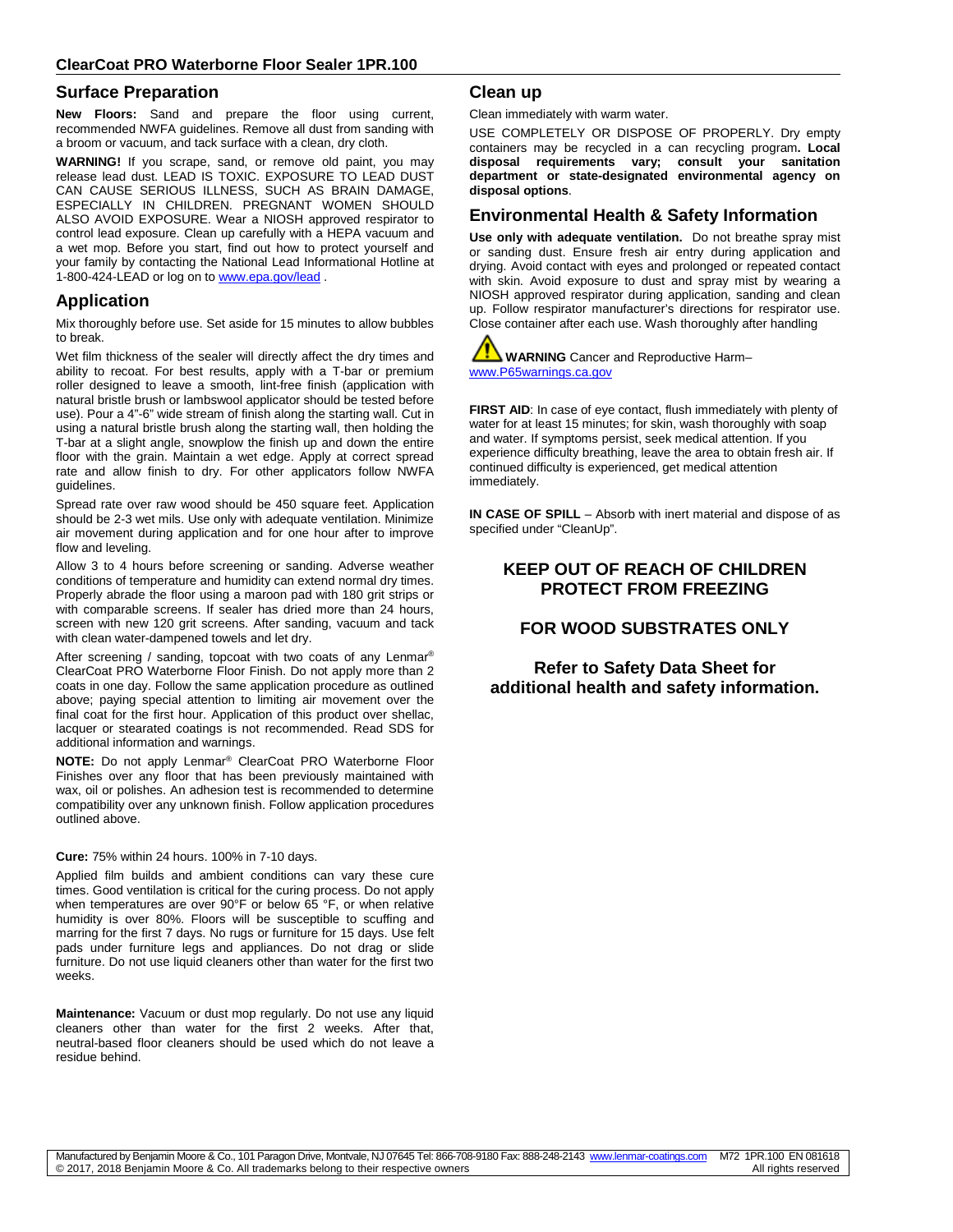## Surface Preparation

**New Floors:** Sand and prepare the floor using current, recommended NWFA guidelines. Remove all dust from sanding with a broom or vacuum, and tack surface with a clean, dry cloth.

**WARNING!** If you scrape, sand, or remove old paint, you may release lead dust. LEAD IS TOXIC. EXPOSURE TO LEAD DUST CAN CAUSE SERIOUS ILLNESS, SUCH AS BRAIN DAMAGE, ESPECIALLY IN CHILDREN. PREGNANT WOMEN SHOULD ALSO AVOID EXPOSURE. Wear a NIOSH approved respirator to control lead exposure. Clean up carefully with a HEPA vacuum and a wet mop. Before you start, find out how to protect yourself and your family by contacting the National Lead Informational Hotline at 1-800-424-LEAD or log on to www.epa.gov/lead .

## Application

Mix thoroughly before use. Set aside for 15 minutes to allow bubbles to break.

Wet film thickness of the sealer will directly affect the dry times and ability to recoat. For best results, apply with a T-bar or premium roller designed to leave a smooth, lint-free finish (application with natural bristle brush or lambswool applicator should be tested before use). Pour a 4"-6" wide stream of finish along the starting wall. Cut in using a natural bristle brush along the starting wall, then holding the T-bar at a slight angle, snowplow the finish up and down the entire floor with the grain. Maintain a wet edge. Apply at correct spread rate and allow finish to dry. For other applicators follow NWFA guidelines.

Spread rate over raw wood should be 450 square feet. Application should be 2-3 wet mils. Use only with adequate ventilation. Minimize air movement during application and for one hour after to improve flow and leveling.

Allow 3 to 4 hours before screening or sanding. Adverse weather conditions of temperature and humidity can extend normal dry times. Properly abrade the floor using a maroon pad with 180 grit strips or with comparable screens. If sealer has dried more than 24 hours, screen with new 120 grit screens. After sanding, vacuum and tack with clean water-dampened towels and let dry.

After screening / sanding, topcoat with two coats of any Lenmar® ClearCoat PRO Waterborne Floor Finish. Do not apply more than 2 coats in one day. Follow the same application procedure as outlined above; paying special attention to limiting air movement over the final coat for the first hour. Application of this product over shellac, lacquer or stearated coatings is not recommended. Read SDS for additional information and warnings.

**NOTE:** Do not apply Lenmar® ClearCoat PRO Waterborne Floor Finishes over any floor that has been previously maintained with wax, oil or polishes. An adhesion test is recommended to determine compatibility over any unknown finish. Follow application procedures outlined above.

**Cure:** 75% within 24 hours. 100% in 7-10 days.

Applied film builds and ambient conditions can vary these cure times. Good ventilation is critical for the curing process. Do not apply when temperatures are over 90°F or below 65 °F, or when relative humidity is over 80%. Floors will be susceptible to scuffing and marring for the first 7 days. No rugs or furniture for 15 days. Use felt pads under furniture legs and appliances. Do not drag or slide furniture. Do not use liquid cleaners other than water for the first two weeks.

**Maintenance:** Vacuum or dust mop regularly. Do not use any liquid cleaners other than water for the first 2 weeks. After that, neutral-based floor cleaners should be used which do not leave a residue behind.

## Clean up

Clean immediately with warm water.

USE COMPLETELY OR DISPOSE OF PROPERLY. Dry empty containers may be recycled in a can recycling program**. Local disposal requirements vary; consult your sanitation department or state-designated environmental agency on disposal options**.

## Environmental Health & Safety Information

**Use only with adequate ventilation.** Do not breathe spray mist or sanding dust. Ensure fresh air entry during application and drying. Avoid contact with eyes and prolonged or repeated contact with skin. Avoid exposure to dust and spray mist by wearing a NIOSH approved respirator during application, sanding and clean up. Follow respirator manufacturer's directions for respirator use. Close container after each use. Wash thoroughly after handling

**WARNING** Cancer and Reproductive Harm– www.P65warnings.ca.gov

**FIRST AID**: In case of eye contact, flush immediately with plenty of water for at least 15 minutes; for skin, wash thoroughly with soap and water. If symptoms persist, seek medical attention. If you experience difficulty breathing, leave the area to obtain fresh air. If continued difficulty is experienced, get medical attention immediately.

**IN CASE OF SPILL** – Absorb with inert material and dispose of as specified under "CleanUp".

**KEEP OUT OF REACH OF CHILDREN**
**PROTECT FROM FREEZING**

**FOR WOOD SUBSTRATES ONLY**

**Refer to Safety Data Sheet for additional health and safety information.**

Manufactured by Benjamin Moore & Co., 101 Paragon Drive, Montvale, NJ 07645 Tel: 866-708-9180 Fax: 888-248-2143 www.lenmar-coatings.com M72 1PR.100 EN 081618
© 2017, 2018 Benjamin Moore & Co. All trademarks belong to their respective owners All rights reserved